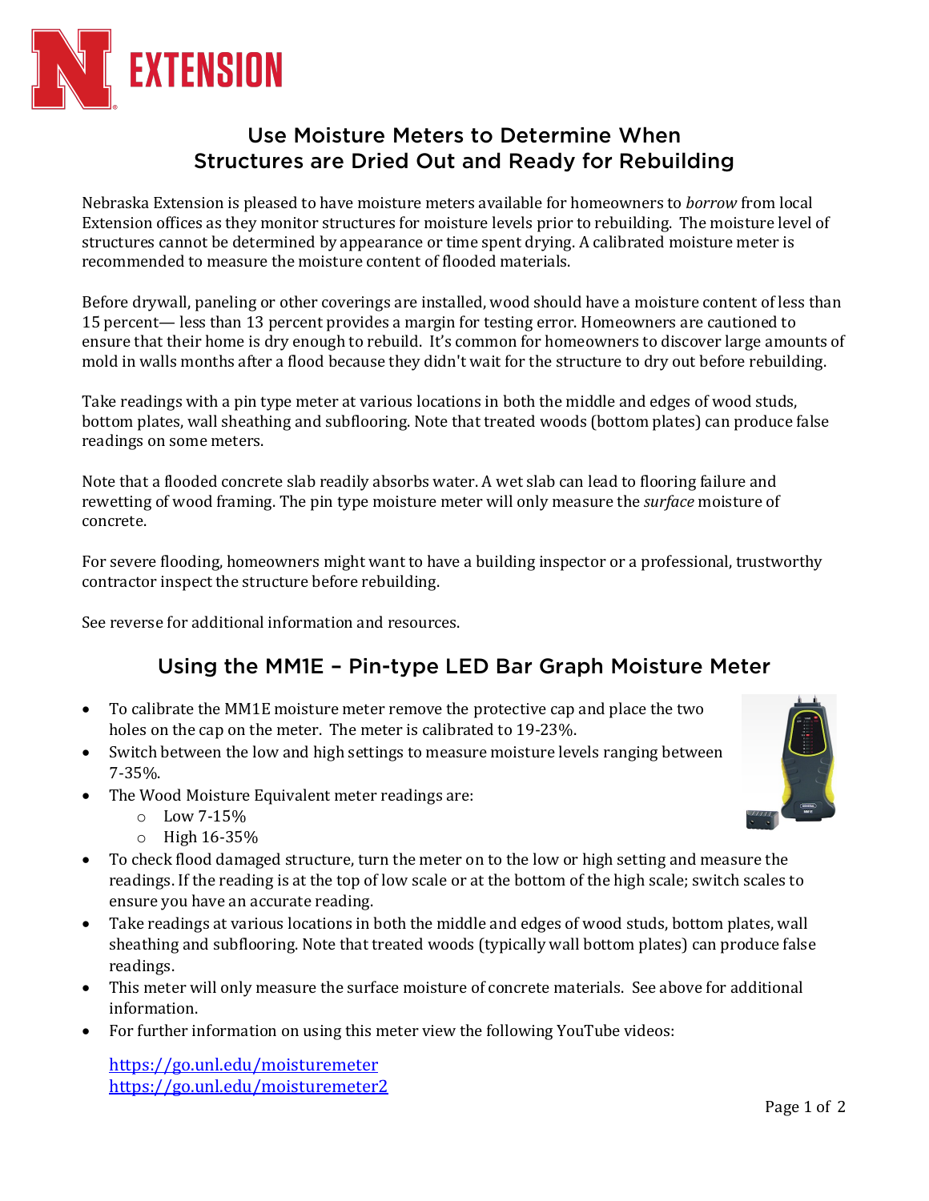# Use Moisture Meters to Determine When Structures are Dried Out and Ready for Rebuilding

Nebraska Extension is pleased to have moisture meters available for homeowners to *borrow* from local Extension offices as they monitor structures for moisture levels prior to rebuilding. The moisture level of structures cannot be determined by appearance or time spent drying. A calibrated moisture meter is recommended to measure the moisture content of flooded materials.

Before drywall, paneling or other coverings are installed, wood should have a moisture content of less than 15 percent— less than 13 percent provides a margin for testing error. Homeowners are cautioned to ensure that their home is dry enough to rebuild. It's common for homeowners to discover large amounts of mold in walls months after a flood because they didn't wait for the structure to dry out before rebuilding.

Take readings with a pin type meter at various locations in both the middle and edges of wood studs, bottom plates, wall sheathing and subflooring. Note that treated woods (bottom plates) can produce false readings on some meters.

Note that a flooded concrete slab readily absorbs water. A wet slab can lead to flooring failure and rewetting of wood framing. The pin type moisture meter will only measure the *surface* moisture of concrete.

For severe flooding, homeowners might want to have a building inspector or a professional, trustworthy contractor inspect the structure before rebuilding.

See reverse for additional information and resources.

## Using the MM1E – Pin-type LED Bar Graph Moisture Meter

- To calibrate the MM1E moisture meter remove the protective cap and place the two holes on the cap on the meter. The meter is calibrated to 19-23%.
- Switch between the low and high settings to measure moisture levels ranging between 7-35%.
- The Wood Moisture Equivalent meter readings are:
  - Low 7-15%
  - High 16-35%
- To check flood damaged structure, turn the meter on to the low or high setting and measure the readings. If the reading is at the top of low scale or at the bottom of the high scale; switch scales to ensure you have an accurate reading.
- Take readings at various locations in both the middle and edges of wood studs, bottom plates, wall sheathing and subflooring. Note that treated woods (typically wall bottom plates) can produce false readings.
- This meter will only measure the surface moisture of concrete materials. See above for additional information.
- For further information on using this meter view the following YouTube videos:

  https://go.unl.edu/moisturemeter
  https://go.unl.edu/moisturemeter2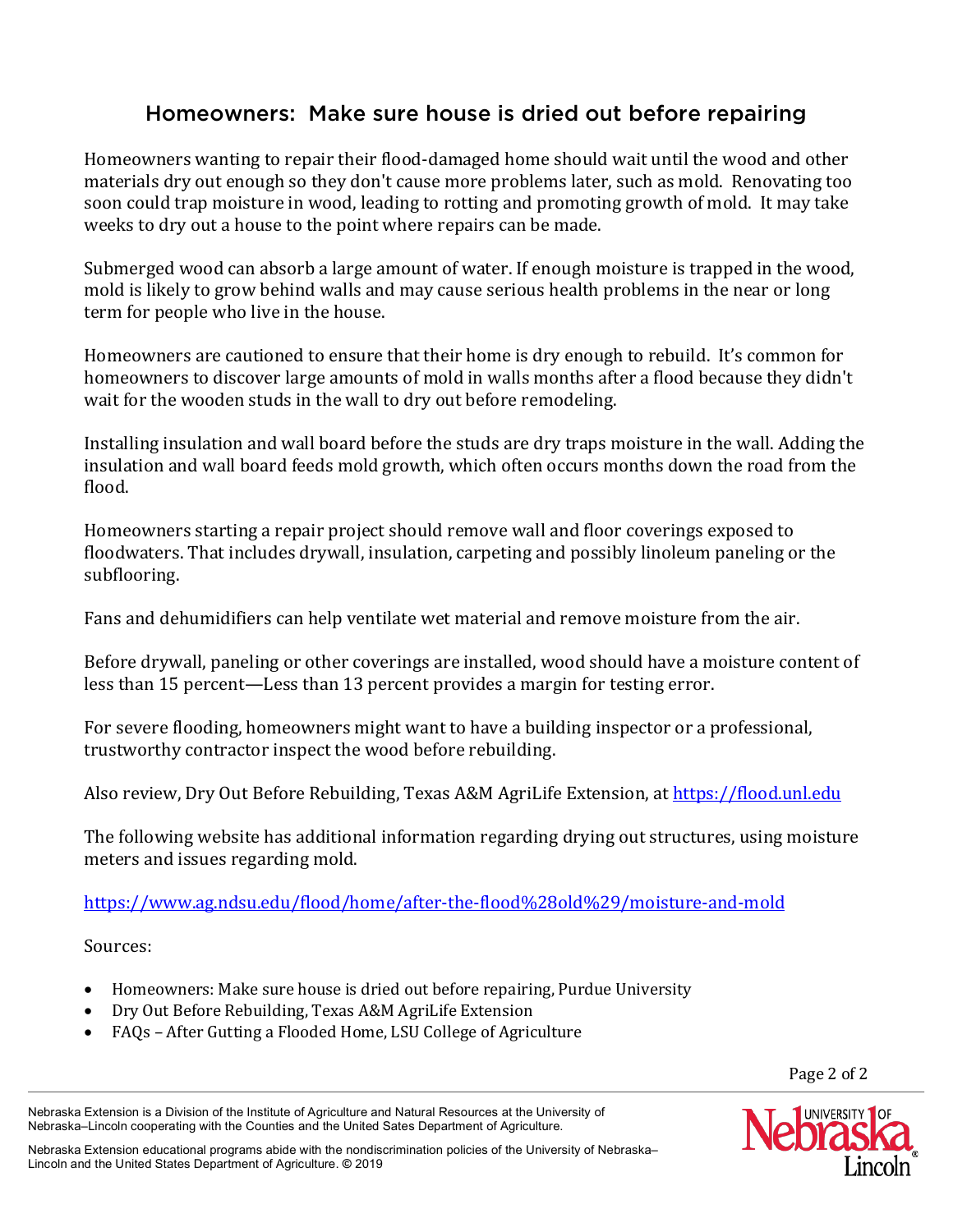# Homeowners: Make sure house is dried out before repairing

Homeowners wanting to repair their flood-damaged home should wait until the wood and other materials dry out enough so they don't cause more problems later, such as mold. Renovating too soon could trap moisture in wood, leading to rotting and promoting growth of mold. It may take weeks to dry out a house to the point where repairs can be made.

Submerged wood can absorb a large amount of water. If enough moisture is trapped in the wood, mold is likely to grow behind walls and may cause serious health problems in the near or long term for people who live in the house.

Homeowners are cautioned to ensure that their home is dry enough to rebuild. It's common for homeowners to discover large amounts of mold in walls months after a flood because they didn't wait for the wooden studs in the wall to dry out before remodeling.

Installing insulation and wall board before the studs are dry traps moisture in the wall. Adding the insulation and wall board feeds mold growth, which often occurs months down the road from the flood.

Homeowners starting a repair project should remove wall and floor coverings exposed to floodwaters. That includes drywall, insulation, carpeting and possibly linoleum paneling or the subflooring.

Fans and dehumidifiers can help ventilate wet material and remove moisture from the air.

Before drywall, paneling or other coverings are installed, wood should have a moisture content of less than 15 percent—Less than 13 percent provides a margin for testing error.

For severe flooding, homeowners might want to have a building inspector or a professional, trustworthy contractor inspect the wood before rebuilding.

Also review, Dry Out Before Rebuilding, Texas A&M AgriLife Extension, at [https://flood.unl.edu](https://flood.unl.edu)

The following website has additional information regarding drying out structures, using moisture meters and issues regarding mold.

[https://www.ag.ndsu.edu/flood/home/after-the-flood%28old%29/moisture-and-mold](https://www.ag.ndsu.edu/flood/home/after-the-flood%28old%29/moisture-and-mold)

Sources:

- Homeowners: Make sure house is dried out before repairing, Purdue University
- Dry Out Before Rebuilding, Texas A&M AgriLife Extension
- FAQs – After Gutting a Flooded Home, LSU College of Agriculture

Nebraska Extension is a Division of the Institute of Agriculture and Natural Resources at the University of Nebraska–Lincoln cooperating with the Counties and the United Sates Department of Agriculture.

Nebraska Extension educational programs abide with the nondiscrimination policies of the University of Nebraska–Lincoln and the United States Department of Agriculture. © 2019